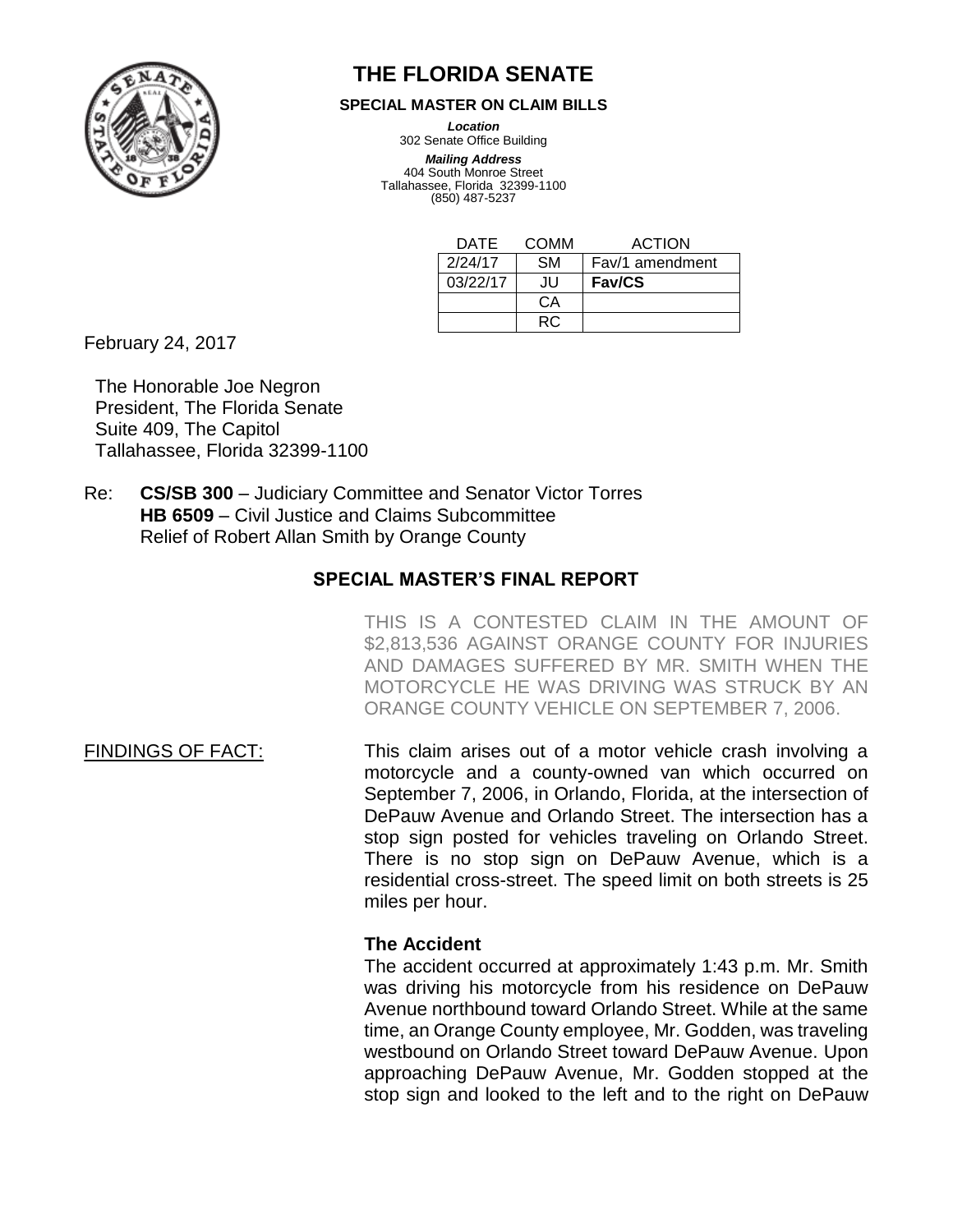# THE FLORIDA SENATE

**SPECIAL MASTER ON CLAIM BILLS**

***Location***
302 Senate Office Building

***Mailing Address***
404 South Monroe Street
Tallahassee, Florida 32399-1100
(850) 487-5237

| DATE | COMM | ACTION |
|---|---|---|
| 2/24/17 | SM | Fav/1 amendment |
| 03/22/17 | JU | **Fav/CS** |
| | CA | |
| | RC | |

February 24, 2017

The Honorable Joe Negron
President, The Florida Senate
Suite 409, The Capitol
Tallahassee, Florida 32399-1100

Re: **CS/SB 300** – Judiciary Committee and Senator Victor Torres
**HB 6509** – Civil Justice and Claims Subcommittee
Relief of Robert Allan Smith by Orange County

## SPECIAL MASTER'S FINAL REPORT

THIS IS A CONTESTED CLAIM IN THE AMOUNT OF $2,813,536 AGAINST ORANGE COUNTY FOR INJURIES AND DAMAGES SUFFERED BY MR. SMITH WHEN THE MOTORCYCLE HE WAS DRIVING WAS STRUCK BY AN ORANGE COUNTY VEHICLE ON SEPTEMBER 7, 2006.

FINDINGS OF FACT: This claim arises out of a motor vehicle crash involving a motorcycle and a county-owned van which occurred on September 7, 2006, in Orlando, Florida, at the intersection of DePauw Avenue and Orlando Street. The intersection has a stop sign posted for vehicles traveling on Orlando Street. There is no stop sign on DePauw Avenue, which is a residential cross-street. The speed limit on both streets is 25 miles per hour.

**The Accident**

The accident occurred at approximately 1:43 p.m. Mr. Smith was driving his motorcycle from his residence on DePauw Avenue northbound toward Orlando Street. While at the same time, an Orange County employee, Mr. Godden, was traveling westbound on Orlando Street toward DePauw Avenue. Upon approaching DePauw Avenue, Mr. Godden stopped at the stop sign and looked to the left and to the right on DePauw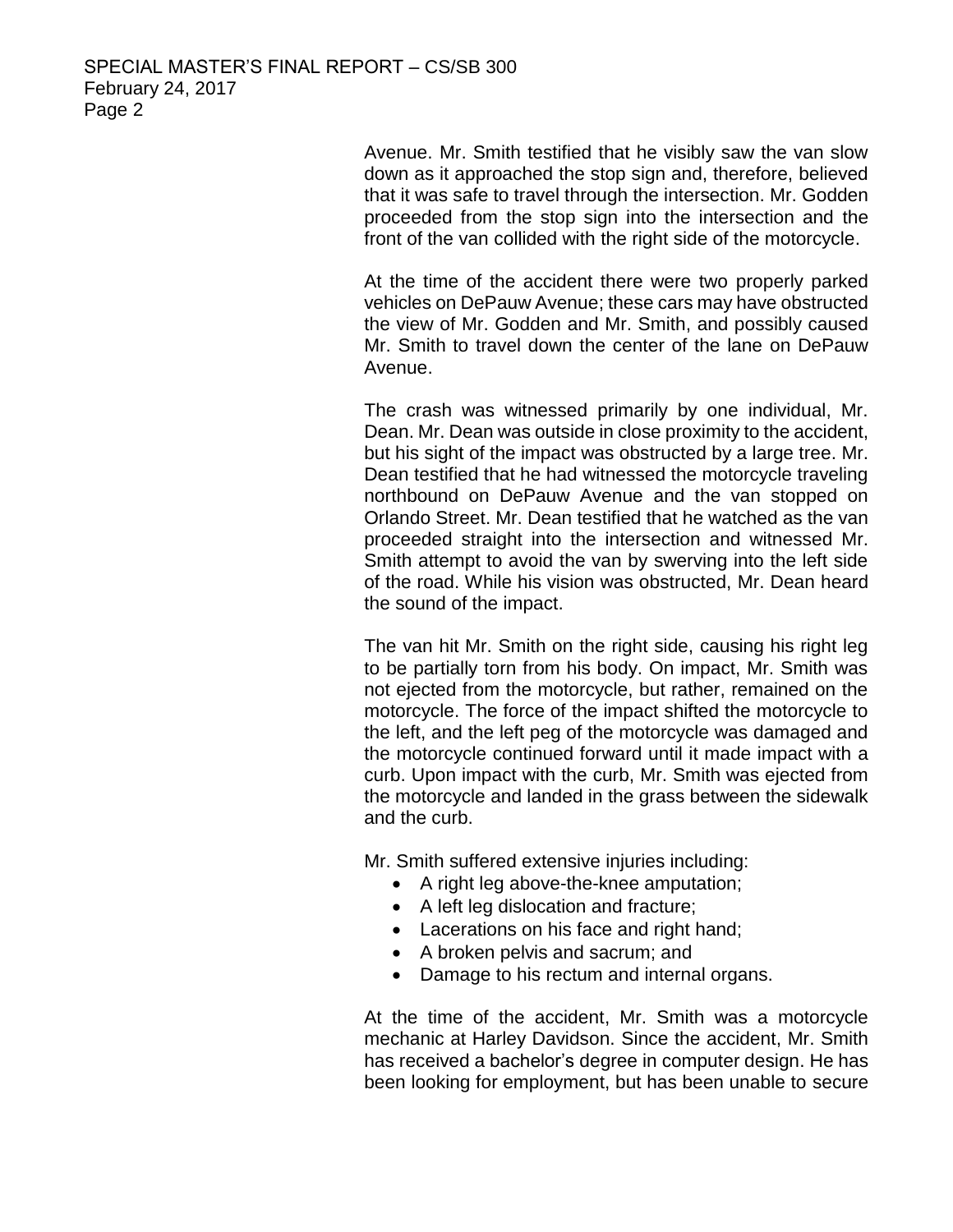Avenue. Mr. Smith testified that he visibly saw the van slow down as it approached the stop sign and, therefore, believed that it was safe to travel through the intersection. Mr. Godden proceeded from the stop sign into the intersection and the front of the van collided with the right side of the motorcycle.

At the time of the accident there were two properly parked vehicles on DePauw Avenue; these cars may have obstructed the view of Mr. Godden and Mr. Smith, and possibly caused Mr. Smith to travel down the center of the lane on DePauw Avenue.

The crash was witnessed primarily by one individual, Mr. Dean. Mr. Dean was outside in close proximity to the accident, but his sight of the impact was obstructed by a large tree. Mr. Dean testified that he had witnessed the motorcycle traveling northbound on DePauw Avenue and the van stopped on Orlando Street. Mr. Dean testified that he watched as the van proceeded straight into the intersection and witnessed Mr. Smith attempt to avoid the van by swerving into the left side of the road. While his vision was obstructed, Mr. Dean heard the sound of the impact.

The van hit Mr. Smith on the right side, causing his right leg to be partially torn from his body. On impact, Mr. Smith was not ejected from the motorcycle, but rather, remained on the motorcycle. The force of the impact shifted the motorcycle to the left, and the left peg of the motorcycle was damaged and the motorcycle continued forward until it made impact with a curb. Upon impact with the curb, Mr. Smith was ejected from the motorcycle and landed in the grass between the sidewalk and the curb.

Mr. Smith suffered extensive injuries including:

- A right leg above-the-knee amputation;
- A left leg dislocation and fracture;
- Lacerations on his face and right hand;
- A broken pelvis and sacrum; and
- Damage to his rectum and internal organs.

At the time of the accident, Mr. Smith was a motorcycle mechanic at Harley Davidson. Since the accident, Mr. Smith has received a bachelor's degree in computer design. He has been looking for employment, but has been unable to secure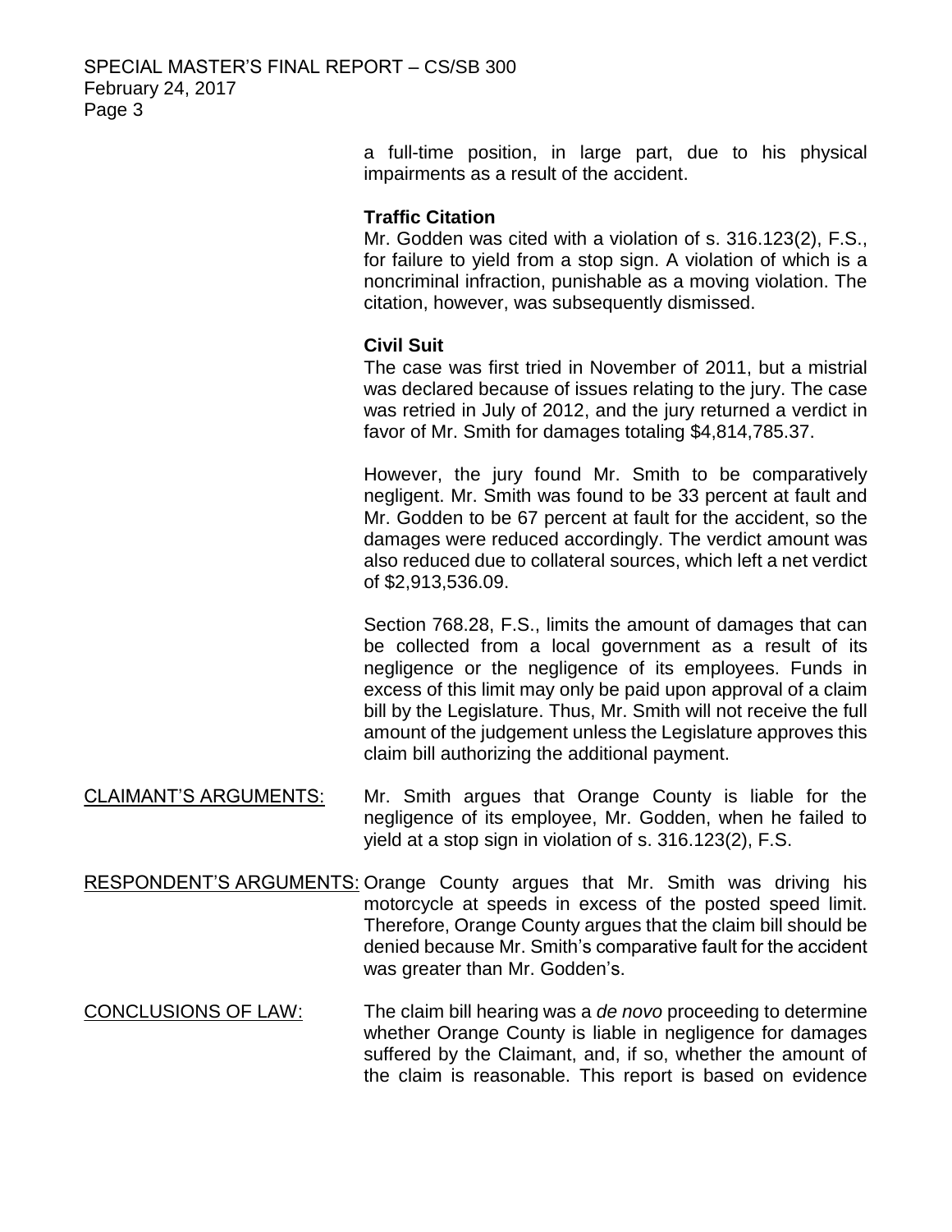a full-time position, in large part, due to his physical impairments as a result of the accident.

**Traffic Citation**

Mr. Godden was cited with a violation of s. 316.123(2), F.S., for failure to yield from a stop sign. A violation of which is a noncriminal infraction, punishable as a moving violation. The citation, however, was subsequently dismissed.

**Civil Suit**

The case was first tried in November of 2011, but a mistrial was declared because of issues relating to the jury. The case was retried in July of 2012, and the jury returned a verdict in favor of Mr. Smith for damages totaling $4,814,785.37.

However, the jury found Mr. Smith to be comparatively negligent. Mr. Smith was found to be 33 percent at fault and Mr. Godden to be 67 percent at fault for the accident, so the damages were reduced accordingly. The verdict amount was also reduced due to collateral sources, which left a net verdict of $2,913,536.09.

Section 768.28, F.S., limits the amount of damages that can be collected from a local government as a result of its negligence or the negligence of its employees. Funds in excess of this limit may only be paid upon approval of a claim bill by the Legislature. Thus, Mr. Smith will not receive the full amount of the judgement unless the Legislature approves this claim bill authorizing the additional payment.

<u>CLAIMANT'S ARGUMENTS:</u> Mr. Smith argues that Orange County is liable for the negligence of its employee, Mr. Godden, when he failed to yield at a stop sign in violation of s. 316.123(2), F.S.

<u>RESPONDENT'S ARGUMENTS:</u> Orange County argues that Mr. Smith was driving his motorcycle at speeds in excess of the posted speed limit. Therefore, Orange County argues that the claim bill should be denied because Mr. Smith's comparative fault for the accident was greater than Mr. Godden's.

<u>CONCLUSIONS OF LAW:</u> The claim bill hearing was a *de novo* proceeding to determine whether Orange County is liable in negligence for damages suffered by the Claimant, and, if so, whether the amount of the claim is reasonable. This report is based on evidence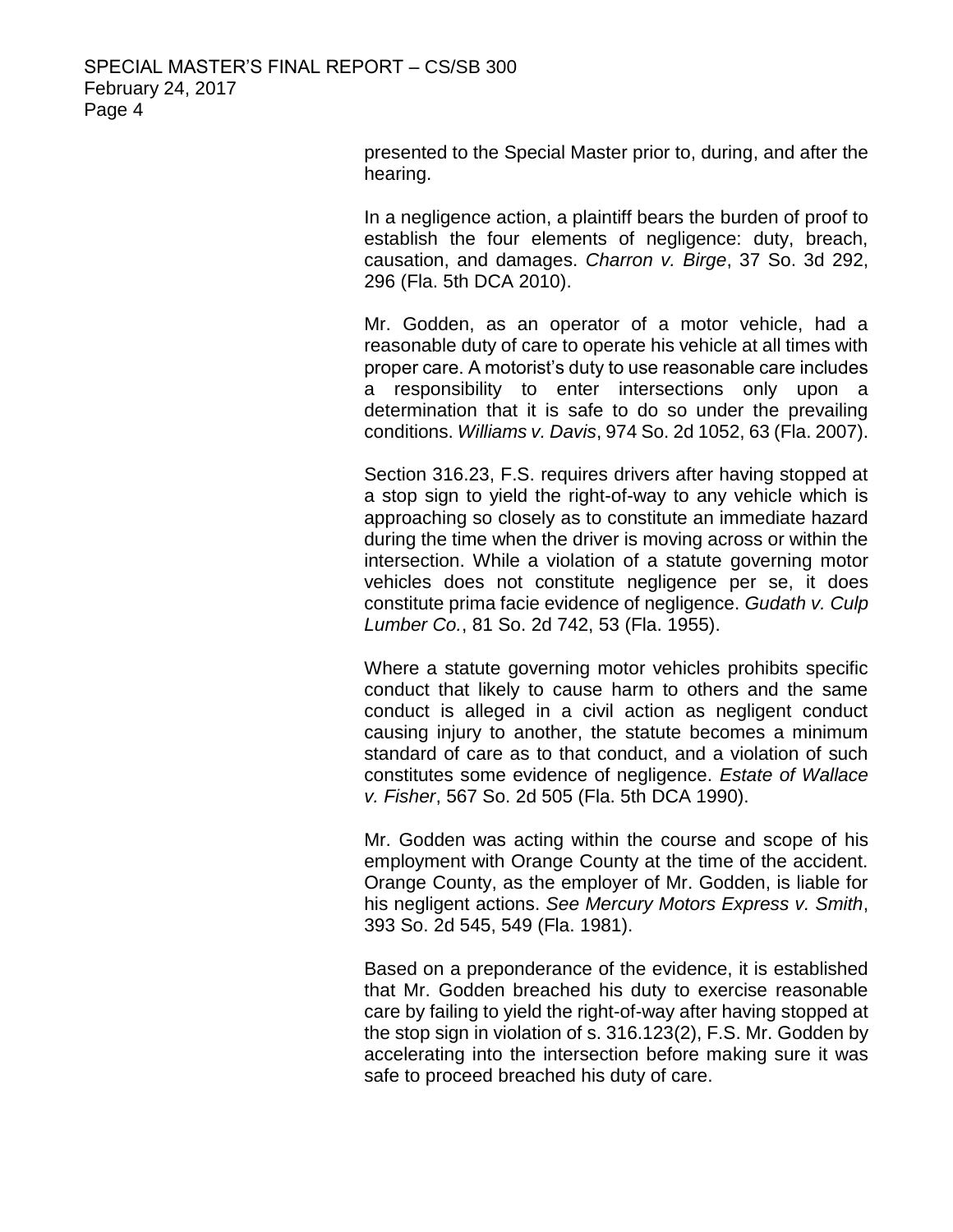presented to the Special Master prior to, during, and after the hearing.

In a negligence action, a plaintiff bears the burden of proof to establish the four elements of negligence: duty, breach, causation, and damages. *Charron v. Birge*, 37 So. 3d 292, 296 (Fla. 5th DCA 2010).

Mr. Godden, as an operator of a motor vehicle, had a reasonable duty of care to operate his vehicle at all times with proper care. A motorist's duty to use reasonable care includes a responsibility to enter intersections only upon a determination that it is safe to do so under the prevailing conditions. *Williams v. Davis*, 974 So. 2d 1052, 63 (Fla. 2007).

Section 316.23, F.S. requires drivers after having stopped at a stop sign to yield the right-of-way to any vehicle which is approaching so closely as to constitute an immediate hazard during the time when the driver is moving across or within the intersection. While a violation of a statute governing motor vehicles does not constitute negligence per se, it does constitute prima facie evidence of negligence. *Gudath v. Culp Lumber Co.*, 81 So. 2d 742, 53 (Fla. 1955).

Where a statute governing motor vehicles prohibits specific conduct that likely to cause harm to others and the same conduct is alleged in a civil action as negligent conduct causing injury to another, the statute becomes a minimum standard of care as to that conduct, and a violation of such constitutes some evidence of negligence. *Estate of Wallace v. Fisher*, 567 So. 2d 505 (Fla. 5th DCA 1990).

Mr. Godden was acting within the course and scope of his employment with Orange County at the time of the accident. Orange County, as the employer of Mr. Godden, is liable for his negligent actions. *See Mercury Motors Express v. Smith*, 393 So. 2d 545, 549 (Fla. 1981).

Based on a preponderance of the evidence, it is established that Mr. Godden breached his duty to exercise reasonable care by failing to yield the right-of-way after having stopped at the stop sign in violation of s. 316.123(2), F.S. Mr. Godden by accelerating into the intersection before making sure it was safe to proceed breached his duty of care.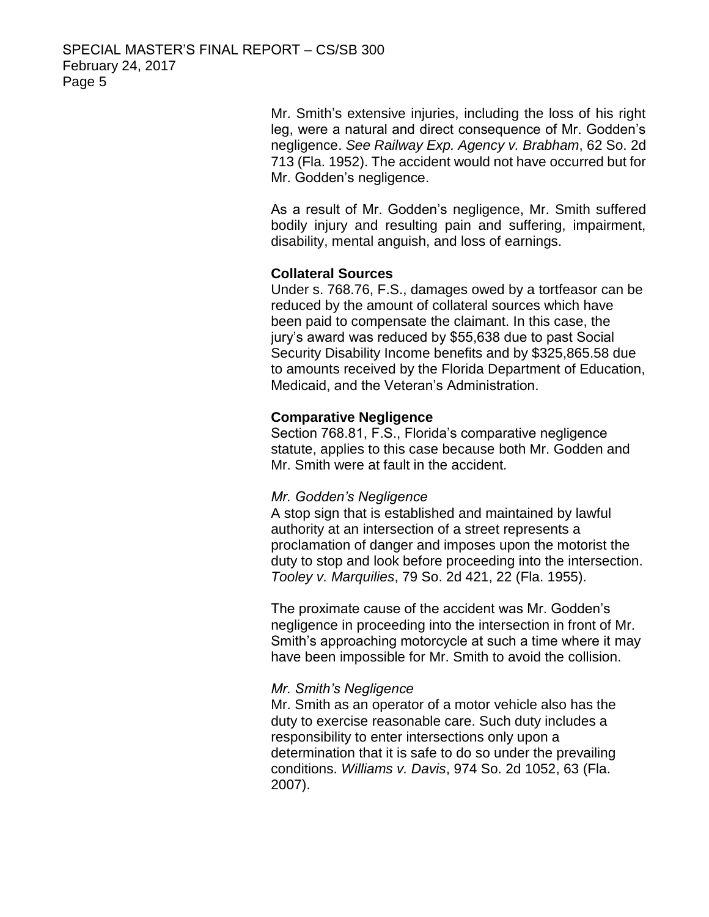Mr. Smith's extensive injuries, including the loss of his right leg, were a natural and direct consequence of Mr. Godden's negligence. *See Railway Exp. Agency v. Brabham*, 62 So. 2d 713 (Fla. 1952). The accident would not have occurred but for Mr. Godden's negligence.

As a result of Mr. Godden's negligence, Mr. Smith suffered bodily injury and resulting pain and suffering, impairment, disability, mental anguish, and loss of earnings.

**Collateral Sources**
Under s. 768.76, F.S., damages owed by a tortfeasor can be reduced by the amount of collateral sources which have been paid to compensate the claimant. In this case, the jury's award was reduced by $55,638 due to past Social Security Disability Income benefits and by $325,865.58 due to amounts received by the Florida Department of Education, Medicaid, and the Veteran's Administration.

**Comparative Negligence**
Section 768.81, F.S., Florida's comparative negligence statute, applies to this case because both Mr. Godden and Mr. Smith were at fault in the accident.

*Mr. Godden's Negligence*
A stop sign that is established and maintained by lawful authority at an intersection of a street represents a proclamation of danger and imposes upon the motorist the duty to stop and look before proceeding into the intersection. *Tooley v. Marquilies*, 79 So. 2d 421, 22 (Fla. 1955).

The proximate cause of the accident was Mr. Godden's negligence in proceeding into the intersection in front of Mr. Smith's approaching motorcycle at such a time where it may have been impossible for Mr. Smith to avoid the collision.

*Mr. Smith's Negligence*
Mr. Smith as an operator of a motor vehicle also has the duty to exercise reasonable care. Such duty includes a responsibility to enter intersections only upon a determination that it is safe to do so under the prevailing conditions. *Williams v. Davis*, 974 So. 2d 1052, 63 (Fla. 2007).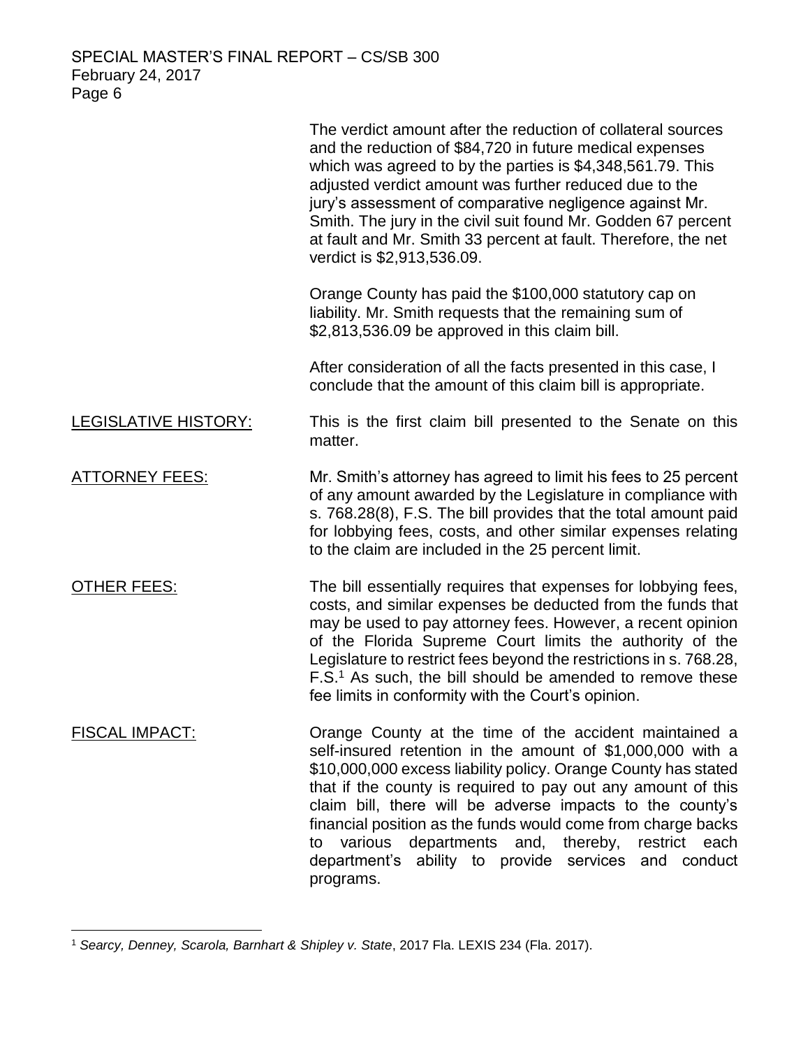The verdict amount after the reduction of collateral sources and the reduction of $84,720 in future medical expenses which was agreed to by the parties is $4,348,561.79. This adjusted verdict amount was further reduced due to the jury's assessment of comparative negligence against Mr. Smith. The jury in the civil suit found Mr. Godden 67 percent at fault and Mr. Smith 33 percent at fault. Therefore, the net verdict is $2,913,536.09.

Orange County has paid the $100,000 statutory cap on liability. Mr. Smith requests that the remaining sum of $2,813,536.09 be approved in this claim bill.

After consideration of all the facts presented in this case, I conclude that the amount of this claim bill is appropriate.

LEGISLATIVE HISTORY: This is the first claim bill presented to the Senate on this matter.

ATTORNEY FEES: Mr. Smith's attorney has agreed to limit his fees to 25 percent of any amount awarded by the Legislature in compliance with s. 768.28(8), F.S. The bill provides that the total amount paid for lobbying fees, costs, and other similar expenses relating to the claim are included in the 25 percent limit.

OTHER FEES: The bill essentially requires that expenses for lobbying fees, costs, and similar expenses be deducted from the funds that may be used to pay attorney fees. However, a recent opinion of the Florida Supreme Court limits the authority of the Legislature to restrict fees beyond the restrictions in s. 768.28, F.S.[1] As such, the bill should be amended to remove these fee limits in conformity with the Court's opinion.

FISCAL IMPACT: Orange County at the time of the accident maintained a self-insured retention in the amount of $1,000,000 with a $10,000,000 excess liability policy. Orange County has stated that if the county is required to pay out any amount of this claim bill, there will be adverse impacts to the county's financial position as the funds would come from charge backs to various departments and, thereby, restrict each department's ability to provide services and conduct programs.

[1] *Searcy, Denney, Scarola, Barnhart & Shipley v. State*, 2017 Fla. LEXIS 234 (Fla. 2017).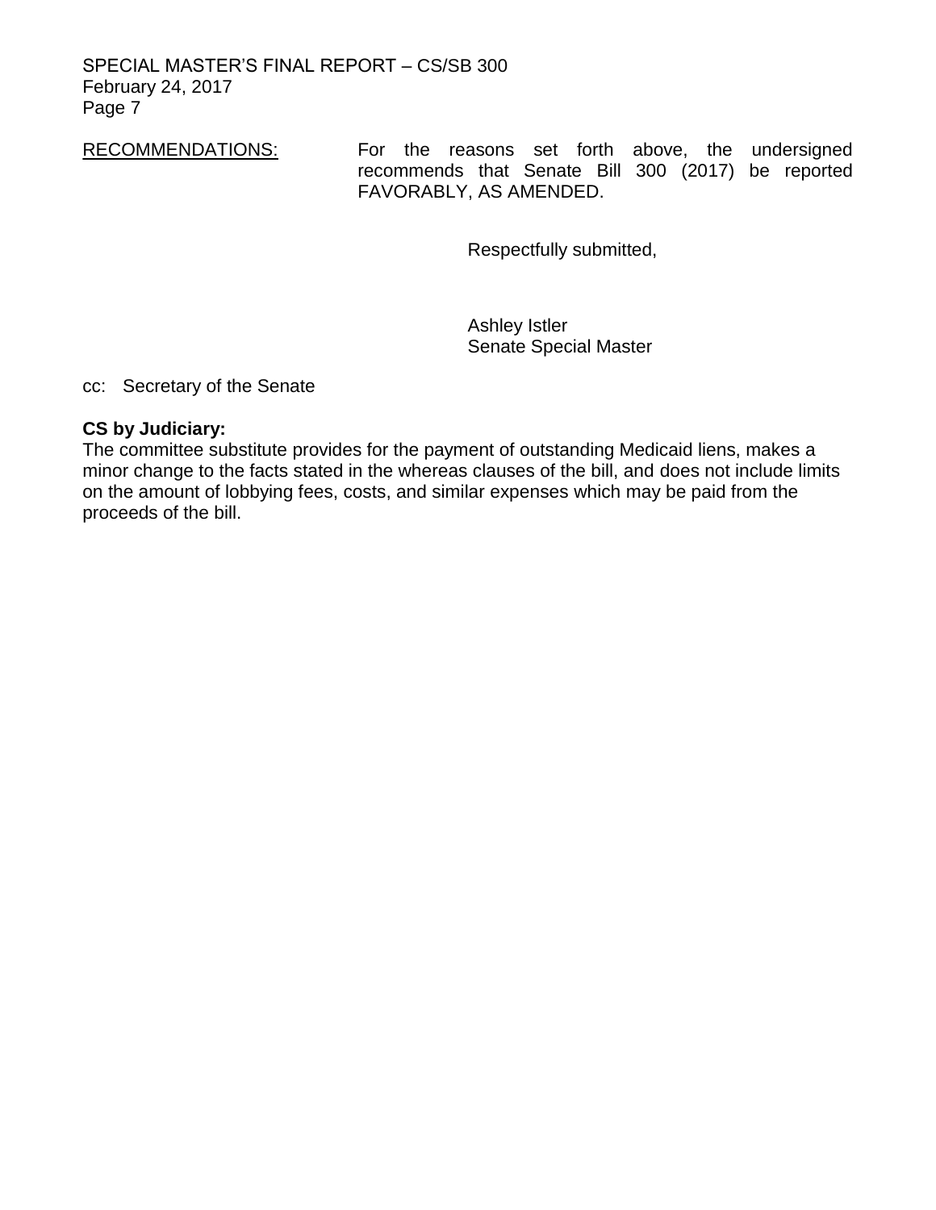RECOMMENDATIONS: For the reasons set forth above, the undersigned recommends that Senate Bill 300 (2017) be reported FAVORABLY, AS AMENDED.

Respectfully submitted,

Ashley Istler
Senate Special Master

cc: Secretary of the Senate

**CS by Judiciary:**
The committee substitute provides for the payment of outstanding Medicaid liens, makes a minor change to the facts stated in the whereas clauses of the bill, and does not include limits on the amount of lobbying fees, costs, and similar expenses which may be paid from the proceeds of the bill.